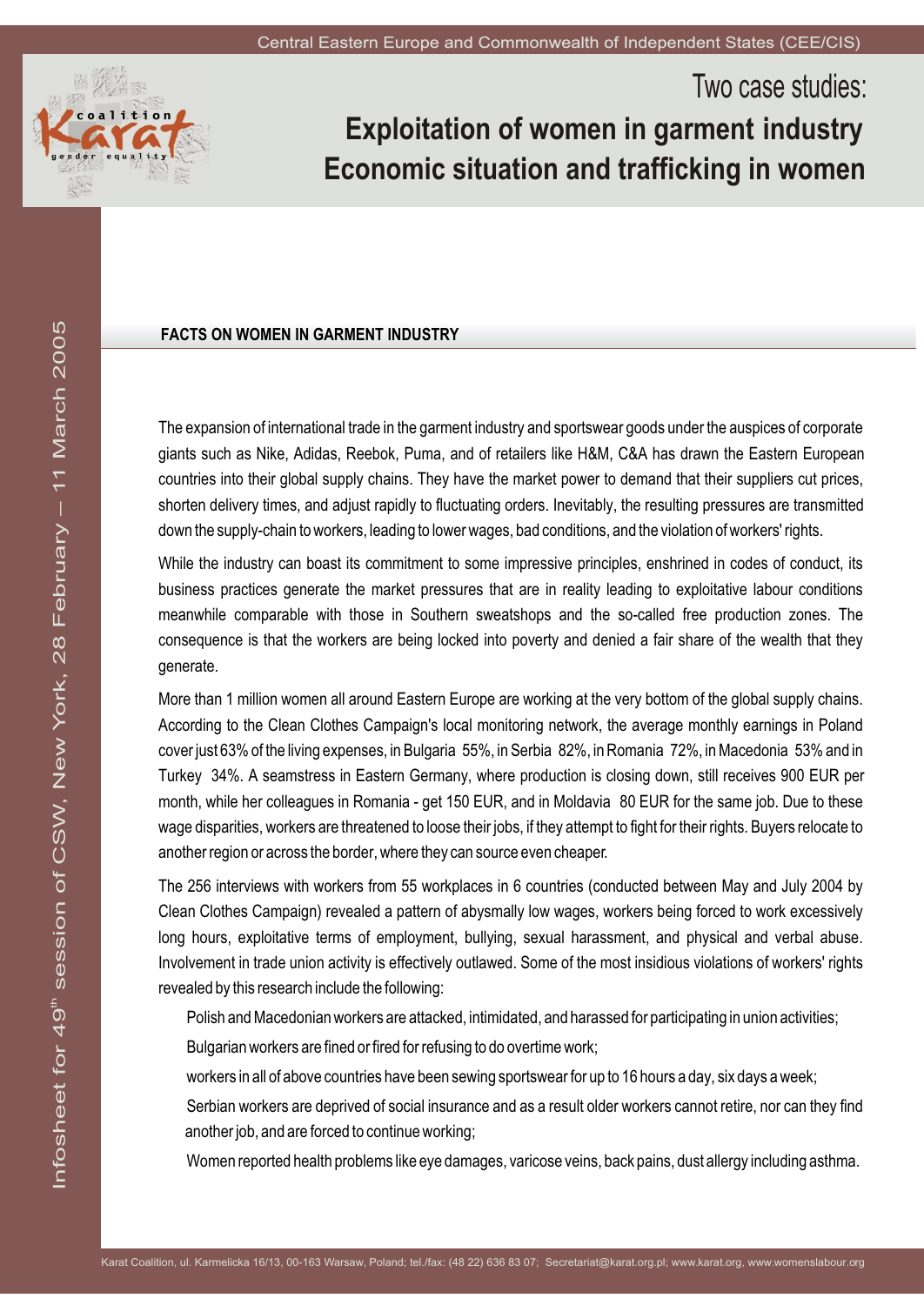# Two case studies:

# Exploitation of women in garment industry
# Economic situation and trafficking in women

Central Eastern Europe and Commonwealth of Independent States (CEE/CIS)

Infosheet for 49th session of CSW, New York, 28 February – 11 March 2005

## FACTS ON WOMEN IN GARMENT INDUSTRY

The expansion of international trade in the garment industry and sportswear goods under the auspices of corporate giants such as Nike, Adidas, Reebok, Puma, and of retailers like H&M, C&A has drawn the Eastern European countries into their global supply chains. They have the market power to demand that their suppliers cut prices, shorten delivery times, and adjust rapidly to fluctuating orders. Inevitably, the resulting pressures are transmitted down the supply-chain to workers, leading to lower wages, bad conditions, and the violation of workers' rights.

While the industry can boast its commitment to some impressive principles, enshrined in codes of conduct, its business practices generate the market pressures that are in reality leading to exploitative labour conditions meanwhile comparable with those in Southern sweatshops and the so-called free production zones. The consequence is that the workers are being locked into poverty and denied a fair share of the wealth that they generate.

More than 1 million women all around Eastern Europe are working at the very bottom of the global supply chains. According to the Clean Clothes Campaign's local monitoring network, the average monthly earnings in Poland cover just 63% of the living expenses, in Bulgaria 55%, in Serbia 82%, in Romania 72%, in Macedonia 53% and in Turkey 34%. A seamstress in Eastern Germany, where production is closing down, still receives 900 EUR per month, while her colleagues in Romania - get 150 EUR, and in Moldavia 80 EUR for the same job. Due to these wage disparities, workers are threatened to loose their jobs, if they attempt to fight for their rights. Buyers relocate to another region or across the border, where they can source even cheaper.

The 256 interviews with workers from 55 workplaces in 6 countries (conducted between May and July 2004 by Clean Clothes Campaign) revealed a pattern of abysmally low wages, workers being forced to work excessively long hours, exploitative terms of employment, bullying, sexual harassment, and physical and verbal abuse. Involvement in trade union activity is effectively outlawed. Some of the most insidious violations of workers' rights revealed by this research include the following:

- Polish and Macedonian workers are attacked, intimidated, and harassed for participating in union activities;
- Bulgarian workers are fined or fired for refusing to do overtime work;
- workers in all of above countries have been sewing sportswear for up to 16 hours a day, six days a week;
- Serbian workers are deprived of social insurance and as a result older workers cannot retire, nor can they find another job, and are forced to continue working;
- Women reported health problems like eye damages, varicose veins, back pains, dust allergy including asthma.

Karat Coalition, ul. Karmelicka 16/13, 00-163 Warsaw, Poland; tel./fax: (48 22) 636 83 07; Secretariat@karat.org.pl; www.karat.org, www.womenslabour.org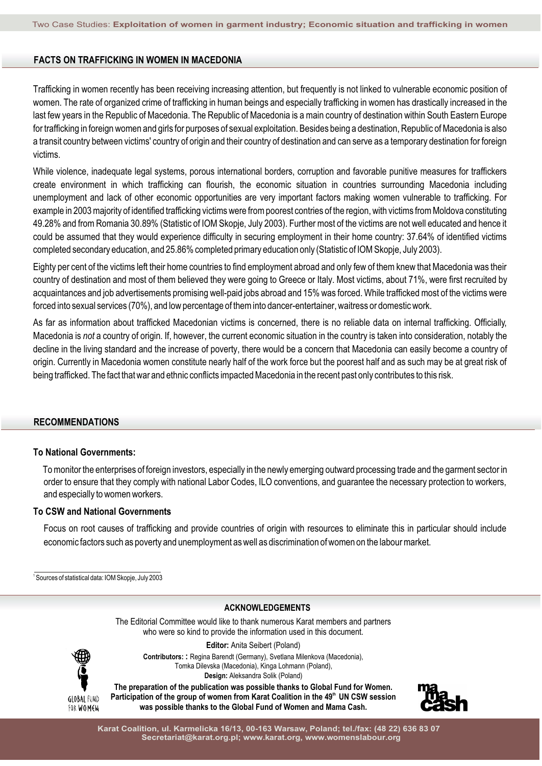## FACTS ON TRAFFICKING IN WOMEN IN MACEDONIA

Trafficking in women recently has been receiving increasing attention, but frequently is not linked to vulnerable economic position of women. The rate of organized crime of trafficking in human beings and especially trafficking in women has drastically increased in the last few years in the Republic of Macedonia. The Republic of Macedonia is a main country of destination within South Eastern Europe for trafficking in foreign women and girls for purposes of sexual exploitation. Besides being a destination, Republic of Macedonia is also a transit country between victims' country of origin and their country of destination and can serve as a temporary destination for foreign victims.

While violence, inadequate legal systems, porous international borders, corruption and favorable punitive measures for traffickers create environment in which trafficking can flourish, the economic situation in countries surrounding Macedonia including unemployment and lack of other economic opportunities are very important factors making women vulnerable to trafficking. For example in 2003 majority of identified trafficking victims were from poorest contries of the region, with victims from Moldova constituting 49.28% and from Romania 30.89% (Statistic of IOM Skopje, July 2003). Further most of the victims are not well educated and hence it could be assumed that they would experience difficulty in securing employment in their home country: 37.64% of identified victims completed secondary education, and 25.86% completed primary education only (Statistic of IOM Skopje, July 2003).

Eighty per cent of the victims left their home countries to find employment abroad and only few of them knew that Macedonia was their country of destination and most of them believed they were going to Greece or Italy. Most victims, about 71%, were first recruited by acquaintances and job advertisements promising well-paid jobs abroad and 15% was forced. While trafficked most of the victims were forced into sexual services (70%), and low percentage of them into dancer-entertainer, waitress or domestic work.

As far as information about trafficked Macedonian victims is concerned, there is no reliable data on internal trafficking. Officially, Macedonia is *not* a country of origin. If, however, the current economic situation in the country is taken into consideration, notably the decline in the living standard and the increase of poverty, there would be a concern that Macedonia can easily become a country of origin. Currently in Macedonia women constitute nearly half of the work force but the poorest half and as such may be at great risk of being trafficked. The fact that war and ethnic conflicts impacted Macedonia in the recent past only contributes to this risk.

## RECOMMENDATIONS

### To National Governments:

To monitor the enterprises of foreign investors, especially in the newly emerging outward processing trade and the garment sector in order to ensure that they comply with national Labor Codes, ILO conventions, and guarantee the necessary protection to workers, and especially to women workers.

### To CSW and National Governments

Focus on root causes of trafficking and provide countries of origin with resources to eliminate this in particular should include economic factors such as poverty and unemployment as well as discrimination of women on the labour market.

[1] Sources of statistical data: IOM Skopje, July 2003

### ACKNOWLEDGEMENTS

The Editorial Committee would like to thank numerous Karat members and partners who were so kind to provide the information used in this document.

**Editor:** Anita Seibert (Poland)

**Contributors: :** Regina Barendt (Germany), Svetlana Milenkova (Macedonia), Tomka Dilevska (Macedonia), Kinga Lohmann (Poland),

**Design:** Aleksandra Solik (Poland)

**The preparation of the publication was possible thanks to Global Fund for Women. Participation of the group of women from Karat Coalition in the 49th UN CSW session was possible thanks to the Global Fund of Women and Mama Cash.**

GLOBAL FUND FOR WOMEN

mama cash

**Karat Coalition, ul. Karmelicka 16/13, 00-163 Warsaw, Poland; tel./fax: (48 22) 636 83 07**
**Secretariat@karat.org.pl; www.karat.org, www.womenslabour.org**